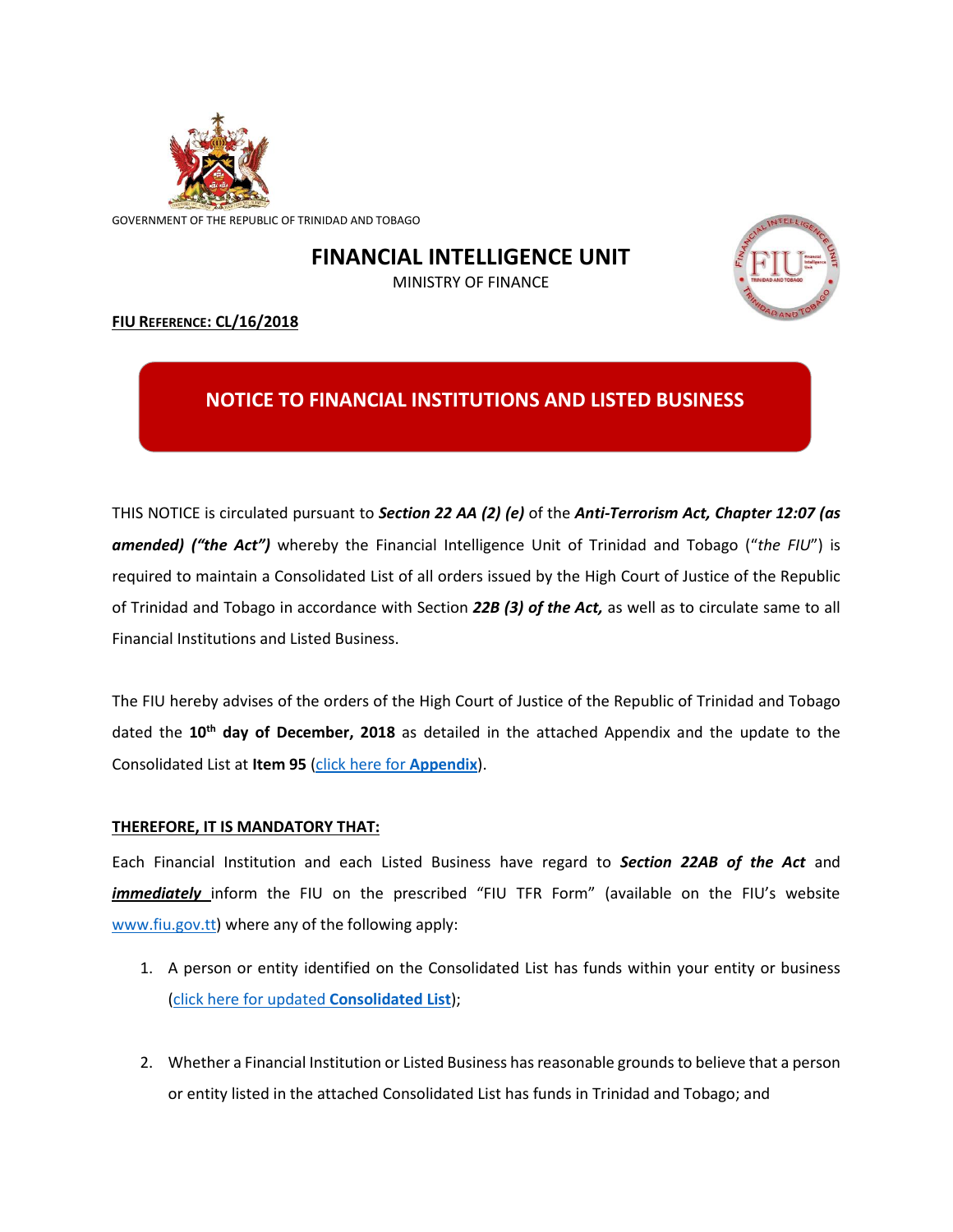GOVERNMENT OF THE REPUBLIC OF TRINIDAD AND TOBAGO

# FINANCIAL INTELLIGENCE UNIT

MINISTRY OF FINANCE

**FIU REFERENCE: CL/16/2018**

## NOTICE TO FINANCIAL INSTITUTIONS AND LISTED BUSINESS

THIS NOTICE is circulated pursuant to ***Section 22 AA (2) (e)*** of the ***Anti-Terrorism Act, Chapter 12:07 (as amended) ("the Act")*** whereby the Financial Intelligence Unit of Trinidad and Tobago ("*the FIU*") is required to maintain a Consolidated List of all orders issued by the High Court of Justice of the Republic of Trinidad and Tobago in accordance with Section ***22B (3) of the Act,*** as well as to circulate same to all Financial Institutions and Listed Business.

The FIU hereby advises of the orders of the High Court of Justice of the Republic of Trinidad and Tobago dated the **10th day of December, 2018** as detailed in the attached Appendix and the update to the Consolidated List at **Item 95** (click here for **Appendix**).

**THEREFORE, IT IS MANDATORY THAT:**

Each Financial Institution and each Listed Business have regard to ***Section 22AB of the Act*** and ***immediately*** inform the FIU on the prescribed "FIU TFR Form" (available on the FIU's website www.fiu.gov.tt) where any of the following apply:

1. A person or entity identified on the Consolidated List has funds within your entity or business (click here for updated **Consolidated List**);

2. Whether a Financial Institution or Listed Business has reasonable grounds to believe that a person or entity listed in the attached Consolidated List has funds in Trinidad and Tobago; and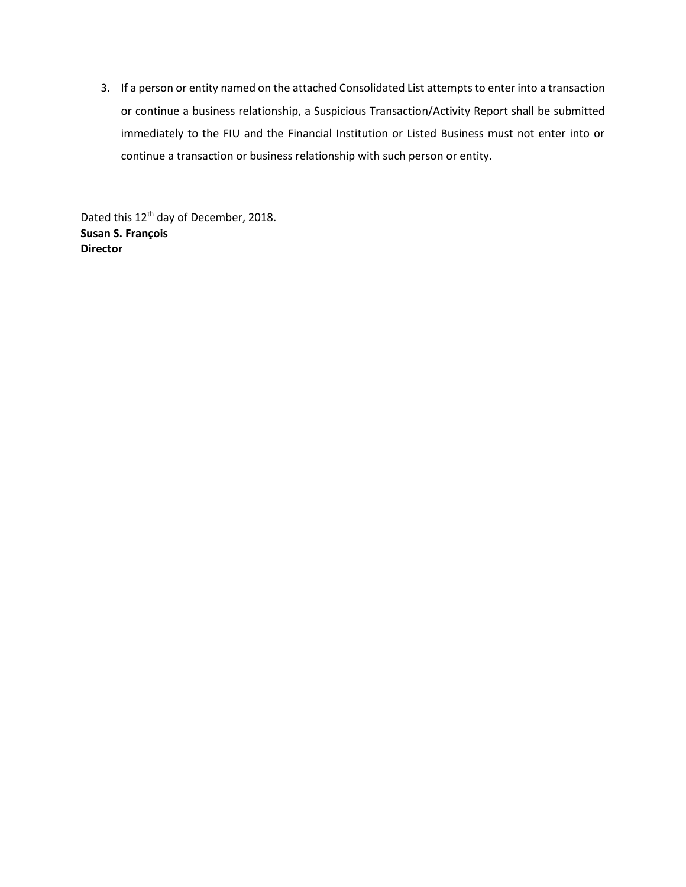3. If a person or entity named on the attached Consolidated List attempts to enter into a transaction or continue a business relationship, a Suspicious Transaction/Activity Report shall be submitted immediately to the FIU and the Financial Institution or Listed Business must not enter into or continue a transaction or business relationship with such person or entity.

Dated this 12th day of December, 2018.
**Susan S. François**
**Director**